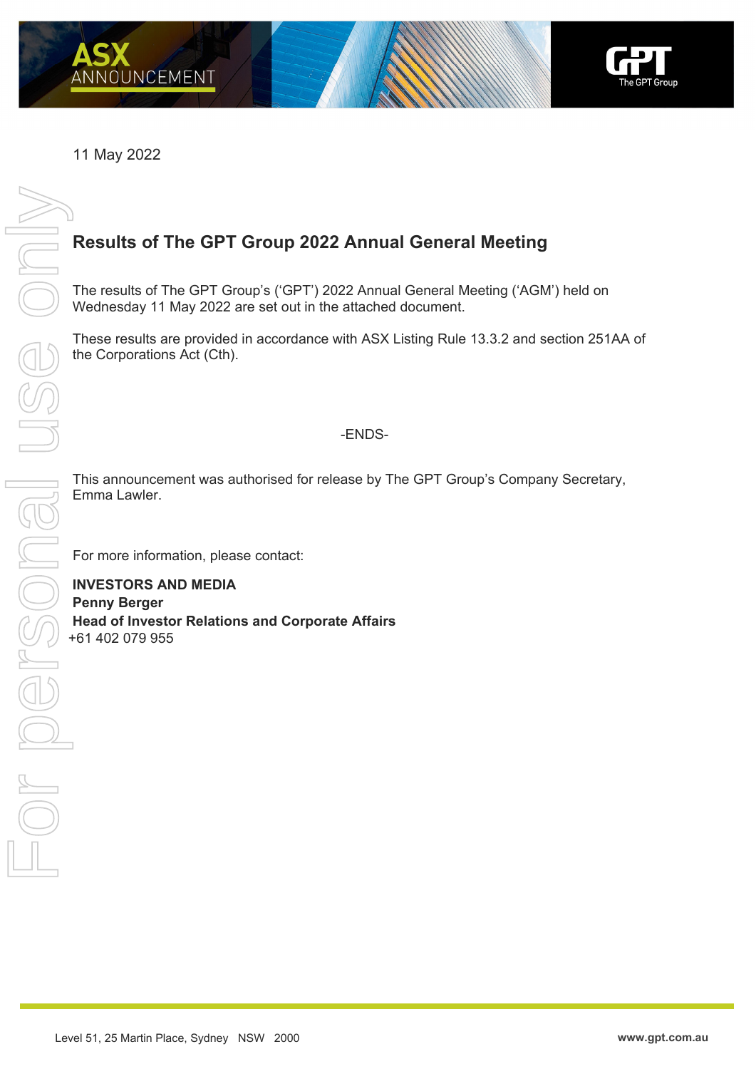ASX ANNOUNCEMENT

11 May 2022

# Results of The GPT Group 2022 Annual General Meeting

The results of The GPT Group's ('GPT') 2022 Annual General Meeting ('AGM') held on Wednesday 11 May 2022 are set out in the attached document.

These results are provided in accordance with ASX Listing Rule 13.3.2 and section 251AA of the Corporations Act (Cth).

-ENDS-

This announcement was authorised for release by The GPT Group's Company Secretary, Emma Lawler.

For more information, please contact:

**INVESTORS AND MEDIA**
**Penny Berger**
**Head of Investor Relations and Corporate Affairs**
+61 402 079 955

Level 51, 25 Martin Place, Sydney NSW 2000

www.gpt.com.au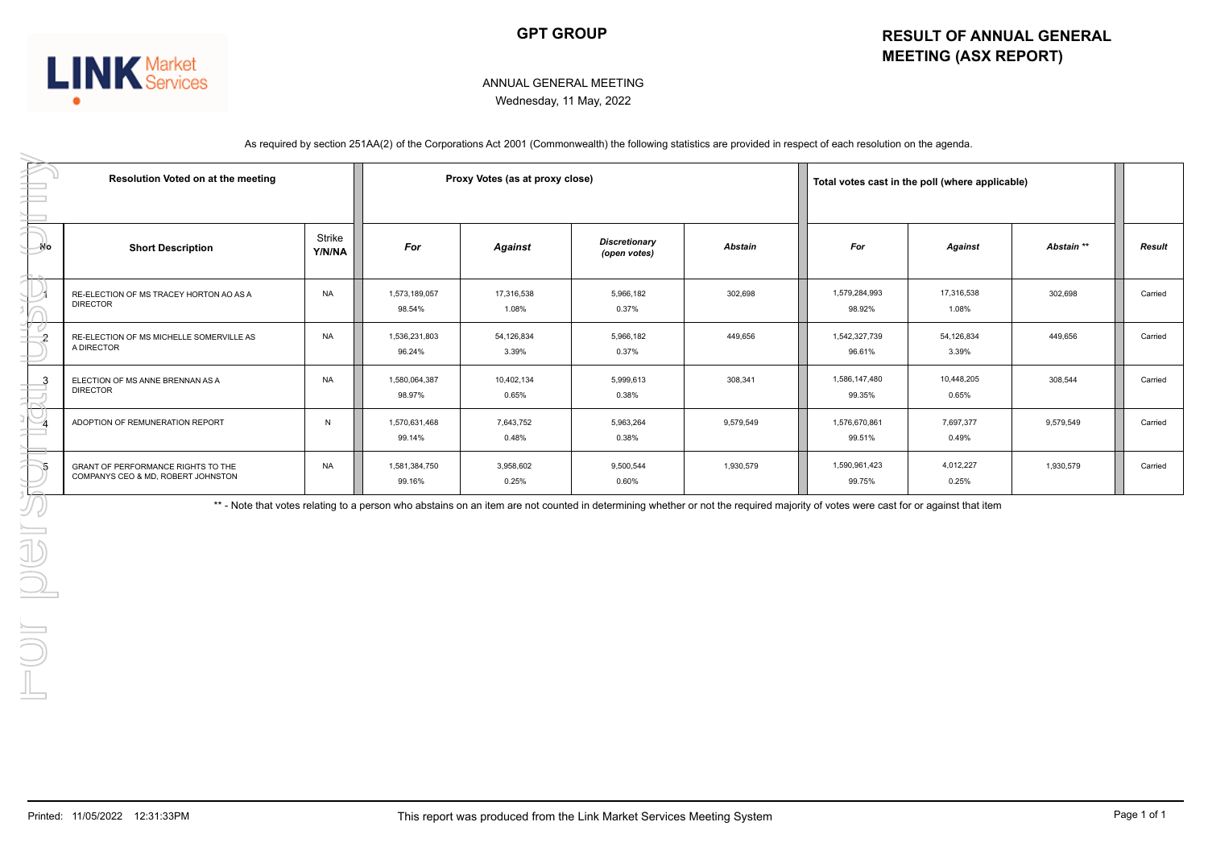**GPT GROUP**

**RESULT OF ANNUAL GENERAL MEETING (ASX REPORT)**

ANNUAL GENERAL MEETING
Wednesday, 11 May, 2022

As required by section 251AA(2) of the Corporations Act 2001 (Commonwealth) the following statistics are provided in respect of each resolution on the agenda.

| Resolution Voted on at the meeting | | | Proxy Votes (as at proxy close) | | | | Total votes cast in the poll (where applicable) | | | |
|---|---|---|---|---|---|---|---|---|---|---|
| **No** | **Short Description** | **Strike Y/N/NA** | ***For*** | ***Against*** | ***Discretionary (open votes)*** | ***Abstain*** | ***For*** | ***Against*** | ***Abstain \*\**** | ***Result*** |
| 1 | RE-ELECTION OF MS TRACEY HORTON AO AS A DIRECTOR | NA | 1,573,189,057 98.54% | 17,316,538 1.08% | 5,966,182 0.37% | 302,698 | 1,579,284,993 98.92% | 17,316,538 1.08% | 302,698 | Carried |
| 2 | RE-ELECTION OF MS MICHELLE SOMERVILLE AS A DIRECTOR | NA | 1,536,231,803 96.24% | 54,126,834 3.39% | 5,966,182 0.37% | 449,656 | 1,542,327,739 96.61% | 54,126,834 3.39% | 449,656 | Carried |
| 3 | ELECTION OF MS ANNE BRENNAN AS A DIRECTOR | NA | 1,580,064,387 98.97% | 10,402,134 0.65% | 5,999,613 0.38% | 308,341 | 1,586,147,480 99.35% | 10,448,205 0.65% | 308,544 | Carried |
| 4 | ADOPTION OF REMUNERATION REPORT | N | 1,570,631,468 99.14% | 7,643,752 0.48% | 5,963,264 0.38% | 9,579,549 | 1,576,670,861 99.51% | 7,697,377 0.49% | 9,579,549 | Carried |
| 5 | GRANT OF PERFORMANCE RIGHTS TO THE COMPANYS CEO & MD, ROBERT JOHNSTON | NA | 1,581,384,750 99.16% | 3,958,602 0.25% | 9,500,544 0.60% | 1,930,579 | 1,590,961,423 99.75% | 4,012,227 0.25% | 1,930,579 | Carried |

** - Note that votes relating to a person who abstains on an item are not counted in determining whether or not the required majority of votes were cast for or against that item

Printed: 11/05/2022 12:31:33PM

This report was produced from the Link Market Services Meeting System